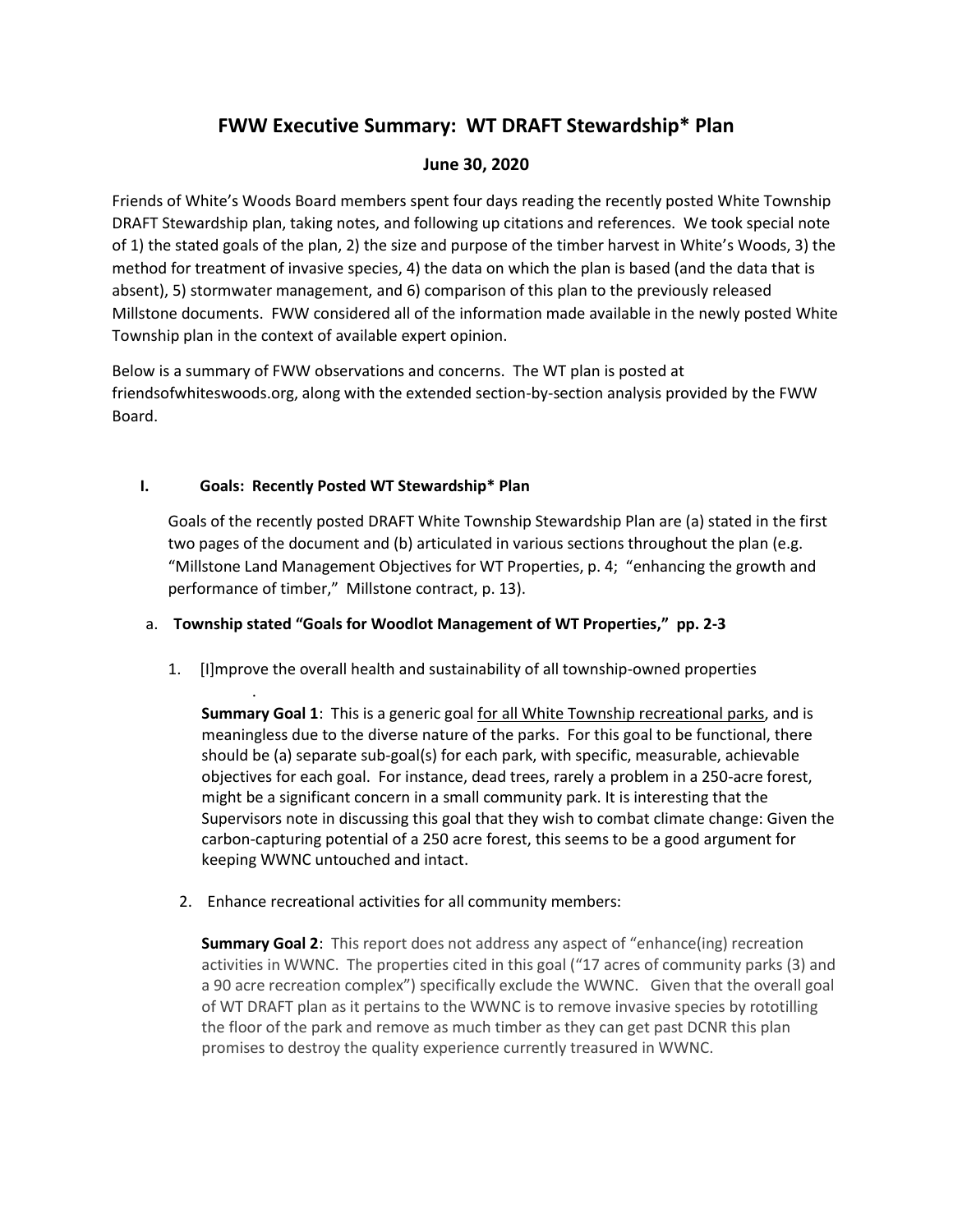# FWW Executive Summary: WT DRAFT Stewardship* Plan

## June 30, 2020

Friends of White's Woods Board members spent four days reading the recently posted White Township DRAFT Stewardship plan, taking notes, and following up citations and references. We took special note of 1) the stated goals of the plan, 2) the size and purpose of the timber harvest in White's Woods, 3) the method for treatment of invasive species, 4) the data on which the plan is based (and the data that is absent), 5) stormwater management, and 6) comparison of this plan to the previously released Millstone documents. FWW considered all of the information made available in the newly posted White Township plan in the context of available expert opinion.

Below is a summary of FWW observations and concerns. The WT plan is posted at friendsofwhiteswoods.org, along with the extended section-by-section analysis provided by the FWW Board.

### I. Goals: Recently Posted WT Stewardship* Plan

Goals of the recently posted DRAFT White Township Stewardship Plan are (a) stated in the first two pages of the document and (b) articulated in various sections throughout the plan (e.g. "Millstone Land Management Objectives for WT Properties, p. 4; "enhancing the growth and performance of timber," Millstone contract, p. 13).

#### a. Township stated "Goals for Woodlot Management of WT Properties," pp. 2-3

1. [I]mprove the overall health and sustainability of all township-owned properties

   **Summary Goal 1**: This is a generic goal for all White Township recreational parks, and is meaningless due to the diverse nature of the parks. For this goal to be functional, there should be (a) separate sub-goal(s) for each park, with specific, measurable, achievable objectives for each goal. For instance, dead trees, rarely a problem in a 250-acre forest, might be a significant concern in a small community park. It is interesting that the Supervisors note in discussing this goal that they wish to combat climate change: Given the carbon-capturing potential of a 250 acre forest, this seems to be a good argument for keeping WWNC untouched and intact.

2. Enhance recreational activities for all community members:

   **Summary Goal 2**: This report does not address any aspect of "enhance(ing) recreation activities in WWNC. The properties cited in this goal ("17 acres of community parks (3) and a 90 acre recreation complex") specifically exclude the WWNC. Given that the overall goal of WT DRAFT plan as it pertains to the WWNC is to remove invasive species by rototilling the floor of the park and remove as much timber as they can get past DCNR this plan promises to destroy the quality experience currently treasured in WWNC.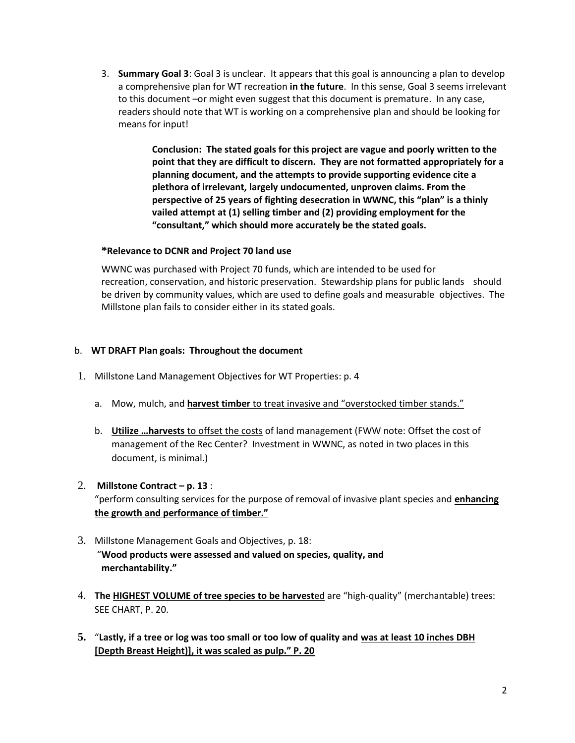3. **Summary Goal 3**: Goal 3 is unclear. It appears that this goal is announcing a plan to develop a comprehensive plan for WT recreation **in the future**. In this sense, Goal 3 seems irrelevant to this document –or might even suggest that this document is premature. In any case, readers should note that WT is working on a comprehensive plan and should be looking for means for input!

> **Conclusion: The stated goals for this project are vague and poorly written to the point that they are difficult to discern. They are not formatted appropriately for a planning document, and the attempts to provide supporting evidence cite a plethora of irrelevant, largely undocumented, unproven claims. From the perspective of 25 years of fighting desecration in WWNC, this "plan" is a thinly vailed attempt at (1) selling timber and (2) providing employment for the "consultant," which should more accurately be the stated goals.**

**\*Relevance to DCNR and Project 70 land use**

WWNC was purchased with Project 70 funds, which are intended to be used for recreation, conservation, and historic preservation. Stewardship plans for public lands should be driven by community values, which are used to define goals and measurable objectives. The Millstone plan fails to consider either in its stated goals.

b. **WT DRAFT Plan goals: Throughout the document**

1. Millstone Land Management Objectives for WT Properties: p. 4
   a. Mow, mulch, and <u>**harvest timber** to treat invasive and "overstocked timber stands."</u>
   b. <u>**Utilize …harvests** to offset the costs</u> of land management (FWW note: Offset the cost of management of the Rec Center? Investment in WWNC, as noted in two places in this document, is minimal.)
2. **Millstone Contract – p. 13** :
   "perform consulting services for the purpose of removal of invasive plant species and <u>**enhancing the growth and performance of timber."**</u>
3. Millstone Management Goals and Objectives, p. 18:
   "**Wood products were assessed and valued on species, quality, and merchantability."**
4. **The <u>HIGHEST VOLUME of tree species to be harvest</u>**<u>ed</u> are "high-quality" (merchantable) trees: SEE CHART, P. 20.
5. "**Lastly, if a tree or log was too small or too low of quality and <u>was at least 10 inches DBH [Depth Breast Height)], it was scaled as pulp." P. 20</u>**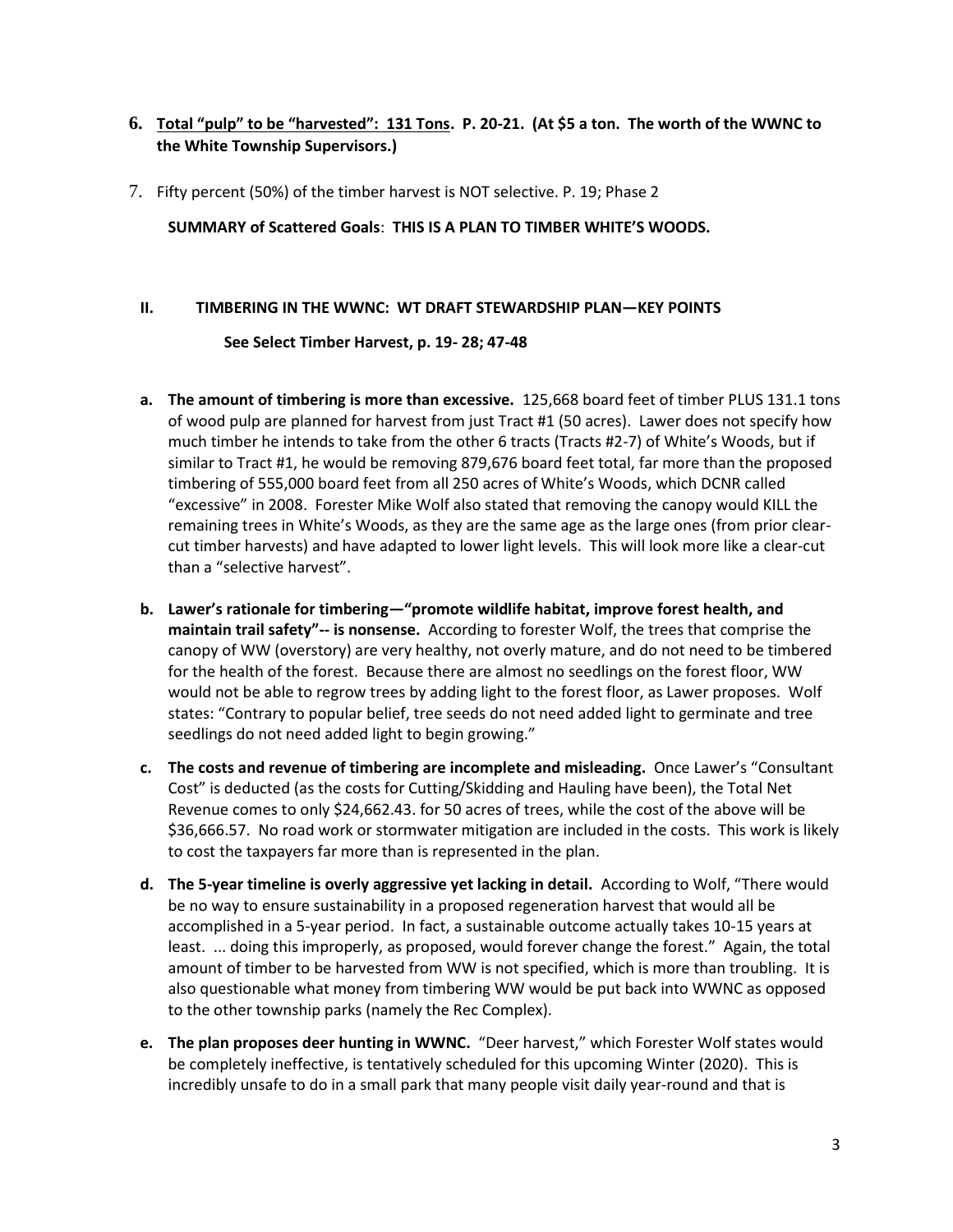6. **Total "pulp" to be "harvested": 131 Tons. P. 20-21. (At $5 a ton. The worth of the WWNC to the White Township Supervisors.)**

7. Fifty percent (50%) of the timber harvest is NOT selective. P. 19; Phase 2

**SUMMARY of Scattered Goals**: **THIS IS A PLAN TO TIMBER WHITE'S WOODS.**

## II. TIMBERING IN THE WWNC: WT DRAFT STEWARDSHIP PLAN—KEY POINTS

**See Select Timber Harvest, p. 19- 28; 47-48**

a. **The amount of timbering is more than excessive.** 125,668 board feet of timber PLUS 131.1 tons of wood pulp are planned for harvest from just Tract #1 (50 acres). Lawer does not specify how much timber he intends to take from the other 6 tracts (Tracts #2-7) of White's Woods, but if similar to Tract #1, he would be removing 879,676 board feet total, far more than the proposed timbering of 555,000 board feet from all 250 acres of White's Woods, which DCNR called "excessive" in 2008. Forester Mike Wolf also stated that removing the canopy would KILL the remaining trees in White's Woods, as they are the same age as the large ones (from prior clear-cut timber harvests) and have adapted to lower light levels. This will look more like a clear-cut than a "selective harvest".

b. **Lawer's rationale for timbering—"promote wildlife habitat, improve forest health, and maintain trail safety"-- is nonsense.** According to forester Wolf, the trees that comprise the canopy of WW (overstory) are very healthy, not overly mature, and do not need to be timbered for the health of the forest. Because there are almost no seedlings on the forest floor, WW would not be able to regrow trees by adding light to the forest floor, as Lawer proposes. Wolf states: "Contrary to popular belief, tree seeds do not need added light to germinate and tree seedlings do not need added light to begin growing."

c. **The costs and revenue of timbering are incomplete and misleading.** Once Lawer's "Consultant Cost" is deducted (as the costs for Cutting/Skidding and Hauling have been), the Total Net Revenue comes to only $24,662.43. for 50 acres of trees, while the cost of the above will be $36,666.57. No road work or stormwater mitigation are included in the costs. This work is likely to cost the taxpayers far more than is represented in the plan.

d. **The 5-year timeline is overly aggressive yet lacking in detail.** According to Wolf, "There would be no way to ensure sustainability in a proposed regeneration harvest that would all be accomplished in a 5-year period. In fact, a sustainable outcome actually takes 10-15 years at least. ... doing this improperly, as proposed, would forever change the forest." Again, the total amount of timber to be harvested from WW is not specified, which is more than troubling. It is also questionable what money from timbering WW would be put back into WWNC as opposed to the other township parks (namely the Rec Complex).

e. **The plan proposes deer hunting in WWNC.** "Deer harvest," which Forester Wolf states would be completely ineffective, is tentatively scheduled for this upcoming Winter (2020). This is incredibly unsafe to do in a small park that many people visit daily year-round and that is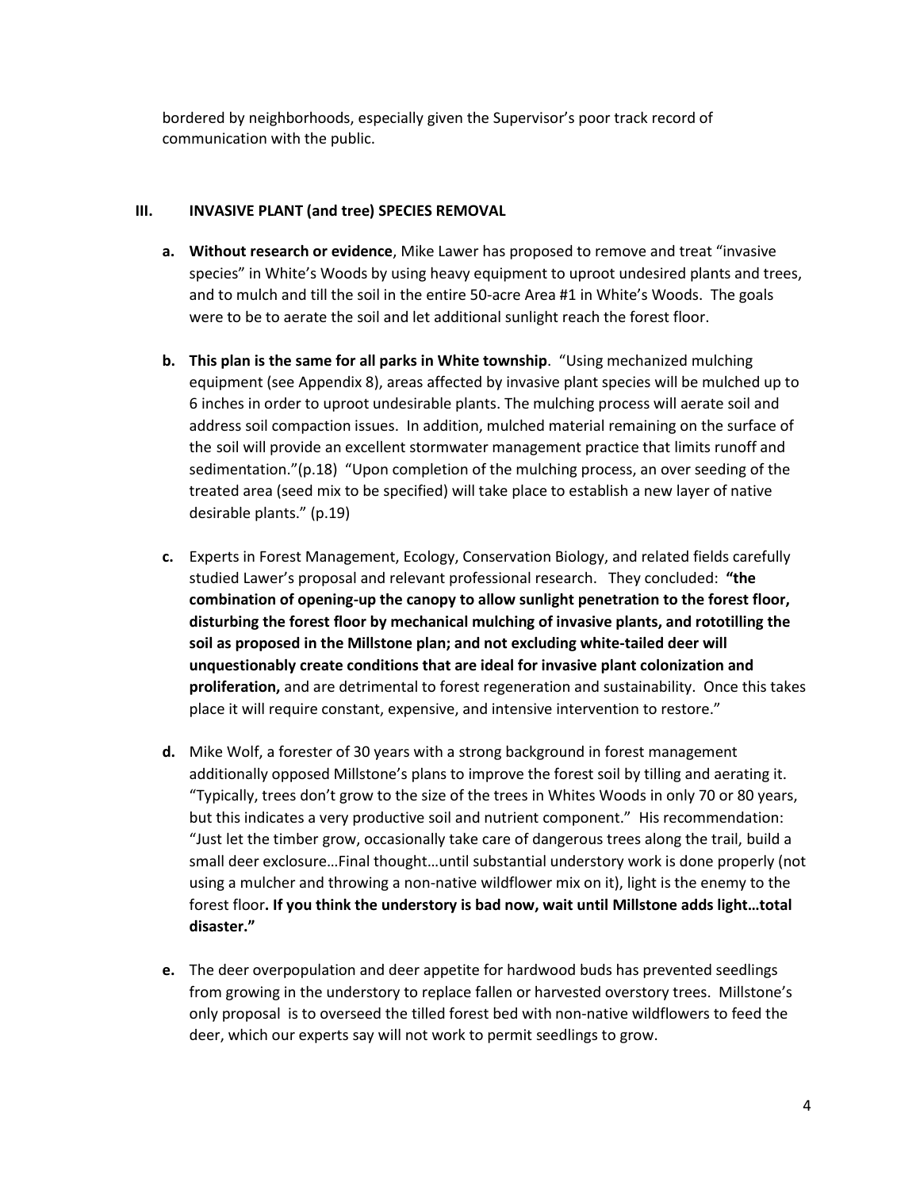bordered by neighborhoods, especially given the Supervisor's poor track record of communication with the public.

### III. INVASIVE PLANT (and tree) SPECIES REMOVAL

a. **Without research or evidence**, Mike Lawer has proposed to remove and treat "invasive species" in White's Woods by using heavy equipment to uproot undesired plants and trees, and to mulch and till the soil in the entire 50-acre Area #1 in White's Woods. The goals were to be to aerate the soil and let additional sunlight reach the forest floor.

b. **This plan is the same for all parks in White township**. "Using mechanized mulching equipment (see Appendix 8), areas affected by invasive plant species will be mulched up to 6 inches in order to uproot undesirable plants. The mulching process will aerate soil and address soil compaction issues. In addition, mulched material remaining on the surface of the soil will provide an excellent stormwater management practice that limits runoff and sedimentation."(p.18) "Upon completion of the mulching process, an over seeding of the treated area (seed mix to be specified) will take place to establish a new layer of native desirable plants." (p.19)

c. Experts in Forest Management, Ecology, Conservation Biology, and related fields carefully studied Lawer's proposal and relevant professional research. They concluded: **"the combination of opening-up the canopy to allow sunlight penetration to the forest floor, disturbing the forest floor by mechanical mulching of invasive plants, and rototilling the soil as proposed in the Millstone plan; and not excluding white-tailed deer will unquestionably create conditions that are ideal for invasive plant colonization and proliferation,** and are detrimental to forest regeneration and sustainability. Once this takes place it will require constant, expensive, and intensive intervention to restore."

d. Mike Wolf, a forester of 30 years with a strong background in forest management additionally opposed Millstone's plans to improve the forest soil by tilling and aerating it. "Typically, trees don't grow to the size of the trees in Whites Woods in only 70 or 80 years, but this indicates a very productive soil and nutrient component." His recommendation: "Just let the timber grow, occasionally take care of dangerous trees along the trail, build a small deer exclosure…Final thought…until substantial understory work is done properly (not using a mulcher and throwing a non-native wildflower mix on it), light is the enemy to the forest floor**. If you think the understory is bad now, wait until Millstone adds light…total disaster."**

e. The deer overpopulation and deer appetite for hardwood buds has prevented seedlings from growing in the understory to replace fallen or harvested overstory trees. Millstone's only proposal is to overseed the tilled forest bed with non-native wildflowers to feed the deer, which our experts say will not work to permit seedlings to grow.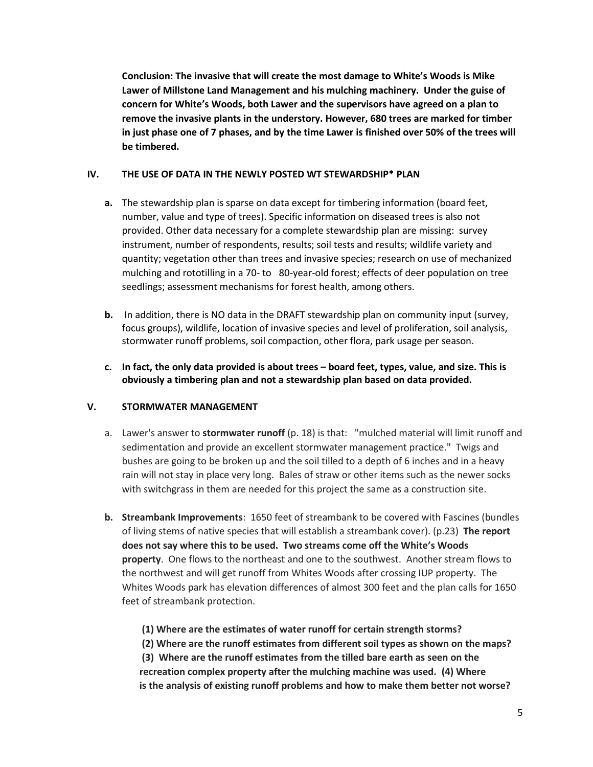**Conclusion: The invasive that will create the most damage to White's Woods is Mike Lawer of Millstone Land Management and his mulching machinery. Under the guise of concern for White's Woods, both Lawer and the supervisors have agreed on a plan to remove the invasive plants in the understory. However, 680 trees are marked for timber in just phase one of 7 phases, and by the time Lawer is finished over 50% of the trees will be timbered.**

## IV. THE USE OF DATA IN THE NEWLY POSTED WT STEWARDSHIP* PLAN

**a.** The stewardship plan is sparse on data except for timbering information (board feet, number, value and type of trees). Specific information on diseased trees is also not provided. Other data necessary for a complete stewardship plan are missing: survey instrument, number of respondents, results; soil tests and results; wildlife variety and quantity; vegetation other than trees and invasive species; research on use of mechanized mulching and rototilling in a 70- to 80-year-old forest; effects of deer population on tree seedlings; assessment mechanisms for forest health, among others.

**b.** In addition, there is NO data in the DRAFT stewardship plan on community input (survey, focus groups), wildlife, location of invasive species and level of proliferation, soil analysis, stormwater runoff problems, soil compaction, other flora, park usage per season.

**c. In fact, the only data provided is about trees – board feet, types, value, and size. This is obviously a timbering plan and not a stewardship plan based on data provided.**

## V. STORMWATER MANAGEMENT

a. Lawer's answer to **stormwater runoff** (p. 18) is that: "mulched material will limit runoff and sedimentation and provide an excellent stormwater management practice." Twigs and bushes are going to be broken up and the soil tilled to a depth of 6 inches and in a heavy rain will not stay in place very long. Bales of straw or other items such as the newer socks with switchgrass in them are needed for this project the same as a construction site.

**b. Streambank Improvements**: 1650 feet of streambank to be covered with Fascines (bundles of living stems of native species that will establish a streambank cover). (p.23) **The report does not say where this to be used. Two streams come off the White's Woods property**. One flows to the northeast and one to the southwest. Another stream flows to the northwest and will get runoff from Whites Woods after crossing IUP property. The Whites Woods park has elevation differences of almost 300 feet and the plan calls for 1650 feet of streambank protection.

**(1) Where are the estimates of water runoff for certain strength storms?**
**(2) Where are the runoff estimates from different soil types as shown on the maps?**
**(3) Where are the runoff estimates from the tilled bare earth as seen on the recreation complex property after the mulching machine was used. (4) Where is the analysis of existing runoff problems and how to make them better not worse?**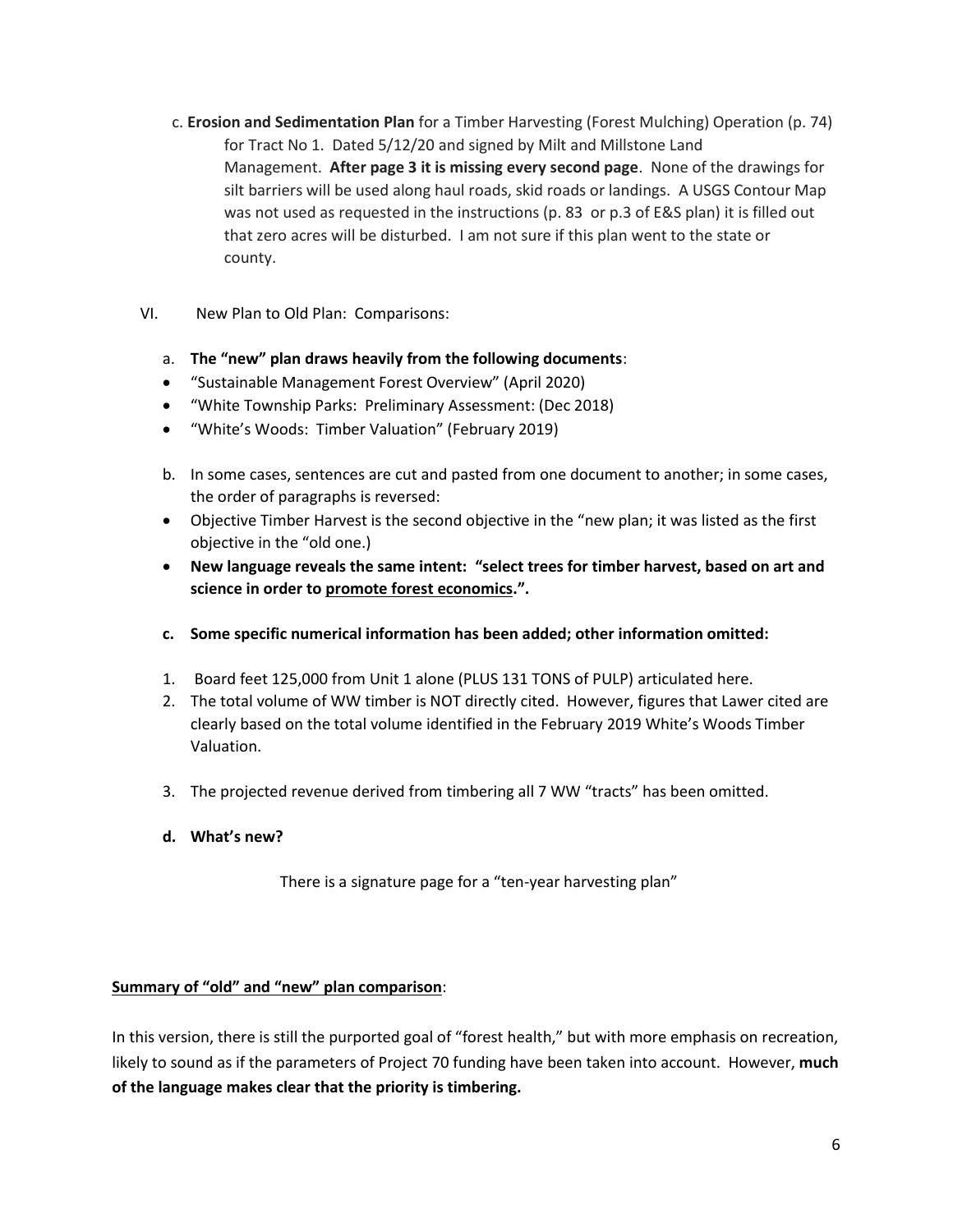c. **Erosion and Sedimentation Plan** for a Timber Harvesting (Forest Mulching) Operation (p. 74) for Tract No 1. Dated 5/12/20 and signed by Milt and Millstone Land Management. **After page 3 it is missing every second page**. None of the drawings for silt barriers will be used along haul roads, skid roads or landings. A USGS Contour Map was not used as requested in the instructions (p. 83 or p.3 of E&S plan) it is filled out that zero acres will be disturbed. I am not sure if this plan went to the state or county.

VI. New Plan to Old Plan: Comparisons:

a. **The "new" plan draws heavily from the following documents**:

- "Sustainable Management Forest Overview" (April 2020)
- "White Township Parks: Preliminary Assessment: (Dec 2018)
- "White's Woods: Timber Valuation" (February 2019)

b. In some cases, sentences are cut and pasted from one document to another; in some cases, the order of paragraphs is reversed:

- Objective Timber Harvest is the second objective in the "new plan; it was listed as the first objective in the "old one.)
- **New language reveals the same intent: "select trees for timber harvest, based on art and science in order to <u>promote forest economics</u>.".**

c. **Some specific numerical information has been added; other information omitted:**

1. Board feet 125,000 from Unit 1 alone (PLUS 131 TONS of PULP) articulated here.
2. The total volume of WW timber is NOT directly cited. However, figures that Lawer cited are clearly based on the total volume identified in the February 2019 White's Woods Timber Valuation.
3. The projected revenue derived from timbering all 7 WW "tracts" has been omitted.

d. **What's new?**

There is a signature page for a "ten-year harvesting plan"

**<u>Summary of "old" and "new" plan comparison</u>**:

In this version, there is still the purported goal of "forest health," but with more emphasis on recreation, likely to sound as if the parameters of Project 70 funding have been taken into account. However, **much of the language makes clear that the priority is timbering.**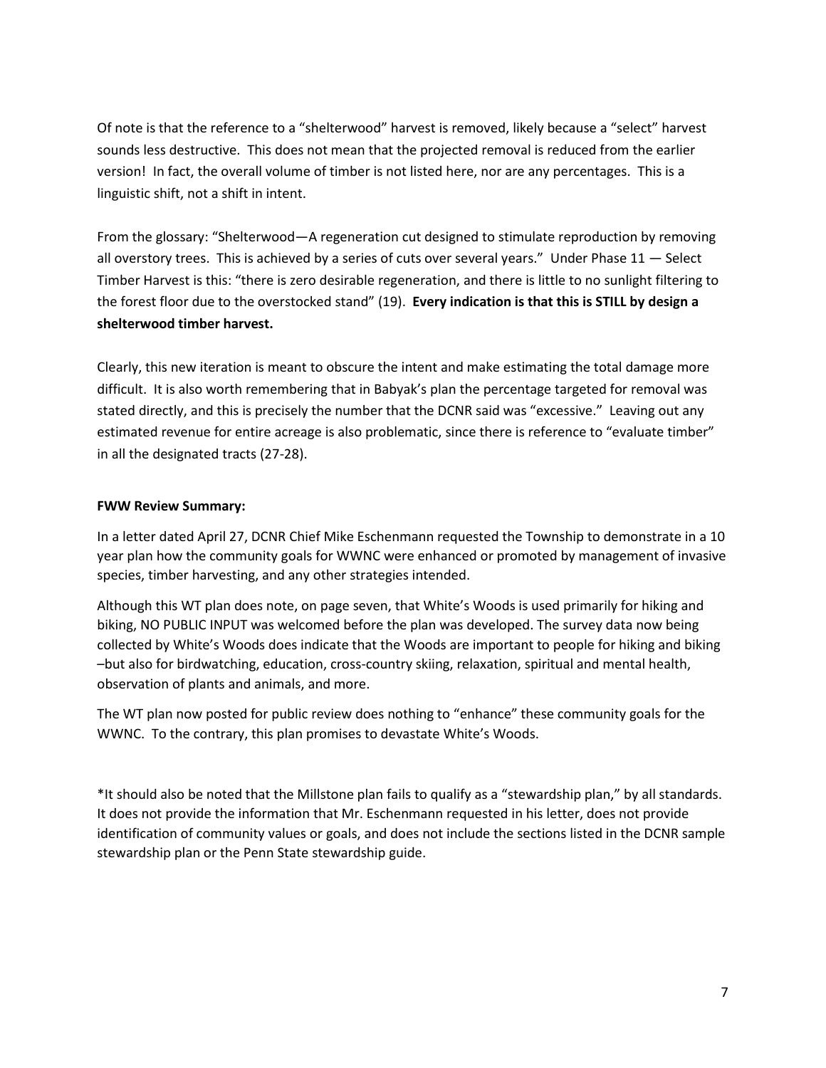Of note is that the reference to a "shelterwood" harvest is removed, likely because a "select" harvest sounds less destructive. This does not mean that the projected removal is reduced from the earlier version! In fact, the overall volume of timber is not listed here, nor are any percentages. This is a linguistic shift, not a shift in intent.

From the glossary: "Shelterwood—A regeneration cut designed to stimulate reproduction by removing all overstory trees. This is achieved by a series of cuts over several years." Under Phase 11 — Select Timber Harvest is this: "there is zero desirable regeneration, and there is little to no sunlight filtering to the forest floor due to the overstocked stand" (19). **Every indication is that this is STILL by design a shelterwood timber harvest.**

Clearly, this new iteration is meant to obscure the intent and make estimating the total damage more difficult. It is also worth remembering that in Babyak's plan the percentage targeted for removal was stated directly, and this is precisely the number that the DCNR said was "excessive." Leaving out any estimated revenue for entire acreage is also problematic, since there is reference to "evaluate timber" in all the designated tracts (27-28).

**FWW Review Summary:**

In a letter dated April 27, DCNR Chief Mike Eschenmann requested the Township to demonstrate in a 10 year plan how the community goals for WWNC were enhanced or promoted by management of invasive species, timber harvesting, and any other strategies intended.

Although this WT plan does note, on page seven, that White's Woods is used primarily for hiking and biking, NO PUBLIC INPUT was welcomed before the plan was developed. The survey data now being collected by White's Woods does indicate that the Woods are important to people for hiking and biking –but also for birdwatching, education, cross-country skiing, relaxation, spiritual and mental health, observation of plants and animals, and more.

The WT plan now posted for public review does nothing to "enhance" these community goals for the WWNC. To the contrary, this plan promises to devastate White's Woods.

*It should also be noted that the Millstone plan fails to qualify as a "stewardship plan," by all standards. It does not provide the information that Mr. Eschenmann requested in his letter, does not provide identification of community values or goals, and does not include the sections listed in the DCNR sample stewardship plan or the Penn State stewardship guide.